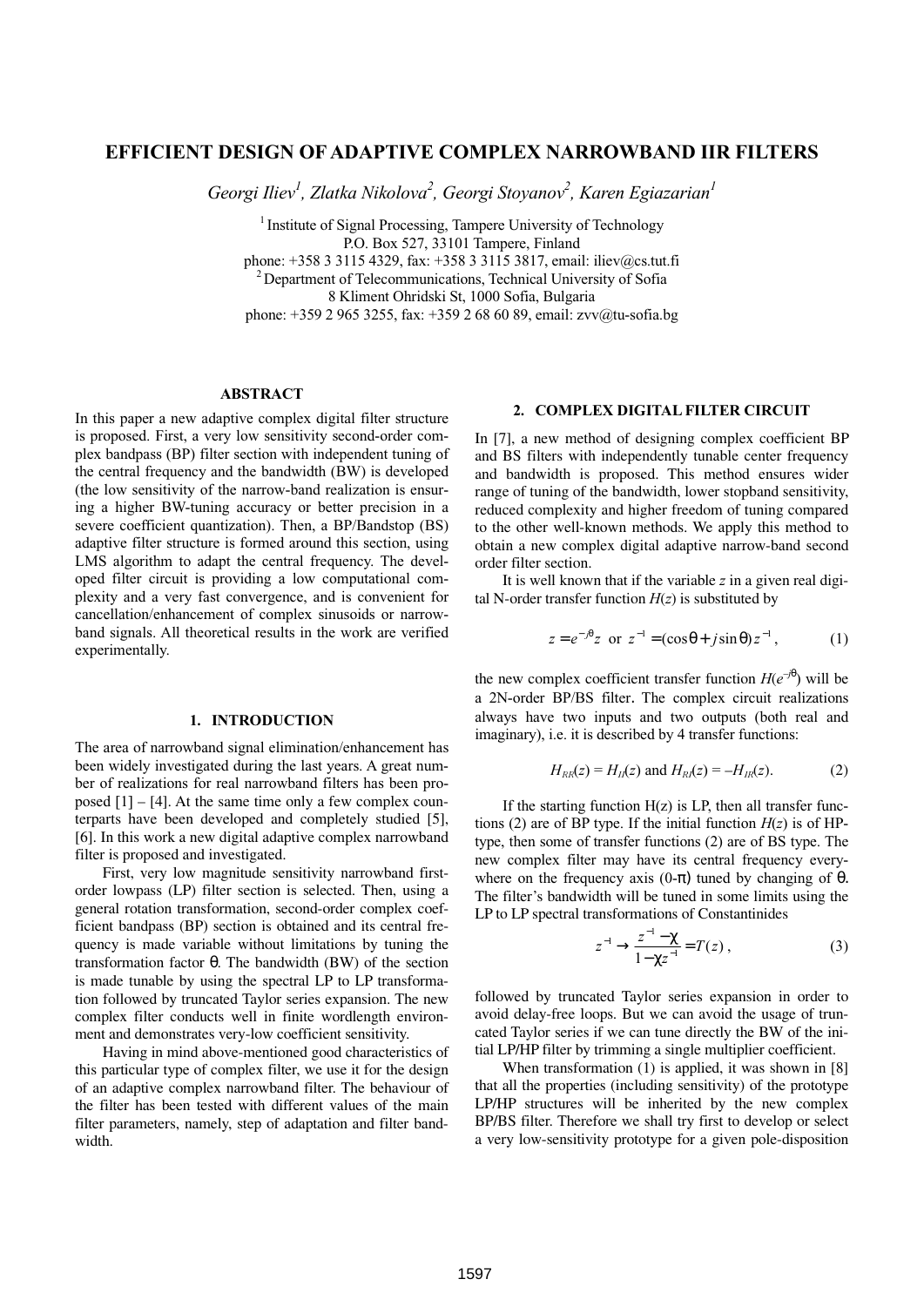# EFFICIENT DESIGN OF ADAPTIVE COMPLEX NARROWBAND IIR FILTERS

*Georgi Iliev[1], Zlatka Nikolova[2], Georgi Stoyanov[2], Karen Egiazarian[1]*

[1] Institute of Signal Processing, Tampere University of Technology
P.O. Box 527, 33101 Tampere, Finland
phone: +358 3 3115 4329, fax: +358 3 3115 3817, email: iliev@cs.tut.fi
[2] Department of Telecommunications, Technical University of Sofia
8 Kliment Ohridski St, 1000 Sofia, Bulgaria
phone: +359 2 965 3255, fax: +359 2 68 60 89, email: zvv@tu-sofia.bg

## ABSTRACT

In this paper a new adaptive complex digital filter structure is proposed. First, a very low sensitivity second-order complex bandpass (BP) filter section with independent tuning of the central frequency and the bandwidth (BW) is developed (the low sensitivity of the narrow-band realization is ensuring a higher BW-tuning accuracy or better precision in a severe coefficient quantization). Then, a BP/Bandstop (BS) adaptive filter structure is formed around this section, using LMS algorithm to adapt the central frequency. The developed filter circuit is providing a low computational complexity and a very fast convergence, and is convenient for cancellation/enhancement of complex sinusoids or narrowband signals. All theoretical results in the work are verified experimentally.

## 1. INTRODUCTION

The area of narrowband signal elimination/enhancement has been widely investigated during the last years. A great number of realizations for real narrowband filters has been proposed [1] – [4]. At the same time only a few complex counterparts have been developed and completely studied [5], [6]. In this work a new digital adaptive complex narrowband filter is proposed and investigated.

First, very low magnitude sensitivity narrowband first-order lowpass (LP) filter section is selected. Then, using a general rotation transformation, second-order complex coefficient bandpass (BP) section is obtained and its central frequency is made variable without limitations by tuning the transformation factor $\theta$. The bandwidth (BW) of the section is made tunable by using the spectral LP to LP transformation followed by truncated Taylor series expansion. The new complex filter conducts well in finite wordlength environment and demonstrates very-low coefficient sensitivity.

Having in mind above-mentioned good characteristics of this particular type of complex filter, we use it for the design of an adaptive complex narrowband filter. The behaviour of the filter has been tested with different values of the main filter parameters, namely, step of adaptation and filter bandwidth.

## 2. COMPLEX DIGITAL FILTER CIRCUIT

In [7], a new method of designing complex coefficient BP and BS filters with independently tunable center frequency and bandwidth is proposed. This method ensures wider range of tuning of the bandwidth, lower stopband sensitivity, reduced complexity and higher freedom of tuning compared to the other well-known methods. We apply this method to obtain a new complex digital adaptive narrow-band second order filter section.

It is well known that if the variable $z$ in a given real digital N-order transfer function $H(z)$ is substituted by

$$z = e^{-j\theta} z \;\text{ or }\; z^{-1} = (\cos\theta + j\sin\theta)z^{-1}, \tag{1}$$

the new complex coefficient transfer function $H(e^{-j\theta})$ will be a 2N-order BP/BS filter. The complex circuit realizations always have two inputs and two outputs (both real and imaginary), i.e. it is described by 4 transfer functions:

$$H_{RR}(z) = H_{II}(z) \text{ and } H_{RI}(z) = -H_{IR}(z). \tag{2}$$

If the starting function H(z) is LP, then all transfer functions (2) are of BP type. If the initial function $H(z)$ is of HP-type, then some of transfer functions (2) are of BS type. The new complex filter may have its central frequency everywhere on the frequency axis (0-$\pi$) tuned by changing of $\theta$. The filter's bandwidth will be tuned in some limits using the LP to LP spectral transformations of Constantinides

$$z^{-1} \to \frac{z^{-1} - \chi}{1 - \chi z^{-1}} = T(z), \tag{3}$$

followed by truncated Taylor series expansion in order to avoid delay-free loops. But we can avoid the usage of truncated Taylor series if we can tune directly the BW of the initial LP/HP filter by trimming a single multiplier coefficient.

When transformation (1) is applied, it was shown in [8] that all the properties (including sensitivity) of the prototype LP/HP structures will be inherited by the new complex BP/BS filter. Therefore we shall try first to develop or select a very low-sensitivity prototype for a given pole-disposition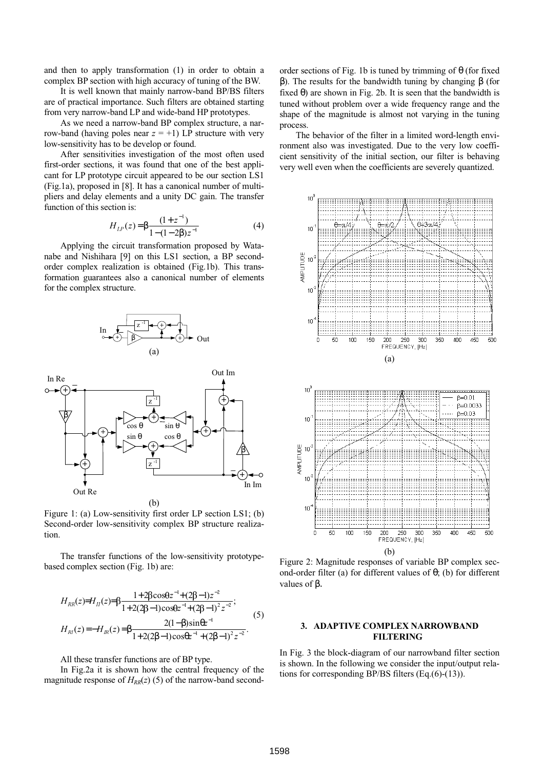and then to apply transformation (1) in order to obtain a complex BP section with high accuracy of tuning of the BW.

It is well known that mainly narrow-band BP/BS filters are of practical importance. Such filters are obtained starting from very narrow-band LP and wide-band HP prototypes.

As we need a narrow-band BP complex structure, a narrow-band (having poles near $z = +1$) LP structure with very low-sensitivity has to be develop or found.

After sensitivities investigation of the most often used first-order sections, it was found that one of the best applicant for LP prototype circuit appeared to be our section LS1 (Fig.1a), proposed in [8]. It has a canonical number of multipliers and delay elements and a unity DC gain. The transfer function of this section is:

$$H_{LP}(z) = \beta \frac{(1+z^{-1})}{1-(1-2\beta)z^{-1}} \tag{4}$$

Applying the circuit transformation proposed by Watanabe and Nishihara [9] on this LS1 section, a BP second-order complex realization is obtained (Fig.1b). This transformation guarantees also a canonical number of elements for the complex structure.

Figure 1: (a) Low-sensitivity first order LP section LS1; (b) Second-order low-sensitivity complex BP structure realization.

The transfer functions of the low-sensitivity prototype-based complex section (Fig. 1b) are:

$$\begin{aligned} H_{RR}(z) = H_{II}(z) &= \beta \frac{1+2\beta\cos\theta z^{-1}+(2\beta-1)z^{-2}}{1+2(2\beta-1)\cos\theta z^{-1}+(2\beta-1)^2 z^{-2}}; \\ H_{RI}(z) = -H_{IR}(z) &= \beta \frac{2(1-\beta)\sin\theta z^{-1}}{1+2(2\beta-1)\cos\theta z^{-1}+(2\beta-1)^2 z^{-2}}. \end{aligned} \tag{5}$$

All these transfer functions are of BP type.

In Fig.2a it is shown how the central frequency of the magnitude response of $H_{RR}(z)$ (5) of the narrow-band second-order sections of Fig. 1b is tuned by trimming of $\theta$ (for fixed $\beta$). The results for the bandwidth tuning by changing $\beta$ (for fixed $\theta$) are shown in Fig. 2b. It is seen that the bandwidth is tuned without problem over a wide frequency range and the shape of the magnitude is almost not varying in the tuning process.

The behavior of the filter in a limited word-length environment also was investigated. Due to the very low coefficient sensitivity of the initial section, our filter is behaving very well even when the coefficients are severely quantized.

Figure 2: Magnitude responses of variable BP complex second-order filter (a) for different values of $\theta$; (b) for different values of $\beta$.

## 3. ADAPTIVE COMPLEX NARROWBAND FILTERING

In Fig. 3 the block-diagram of our narrowband filter section is shown. In the following we consider the input/output relations for corresponding BP/BS filters (Eq.(6)-(13)).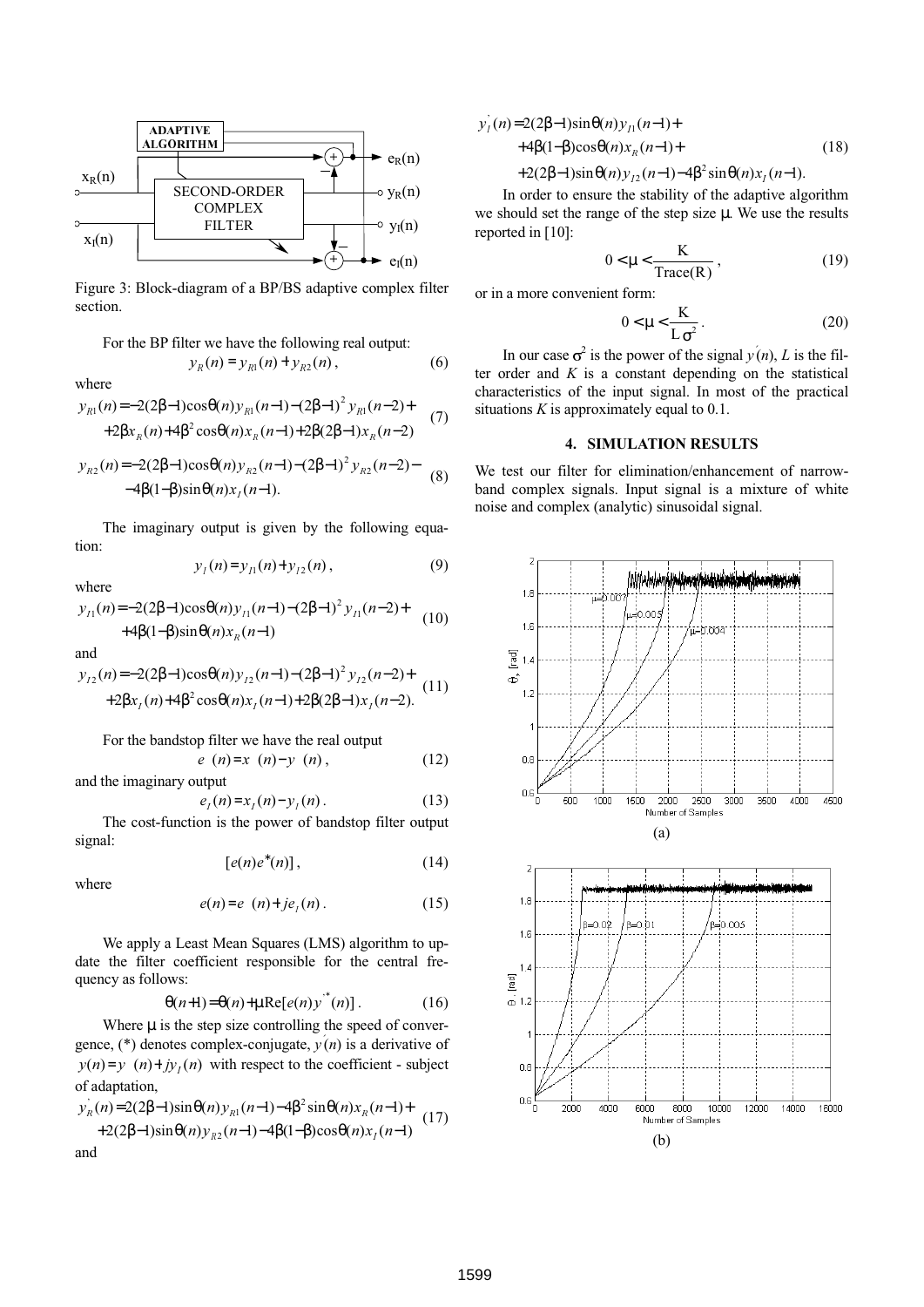Figure 3: Block-diagram of a BP/BS adaptive complex filter section.

For the BP filter we have the following real output:

$$y_R(n) = y_{R1}(n) + y_{R2}(n), \tag{6}$$

where

$$y_{R1}(n) = -2(2\beta-1)\cos\theta(n)y_{R1}(n-1) - (2\beta-1)^2 y_{R1}(n-2) + \\ +2\beta x_R(n) + 4\beta^2\cos\theta(n)x_R(n-1) + 2\beta(2\beta-1)x_R(n-2) \tag{7}$$

$$y_{R2}(n) = -2(2\beta-1)\cos\theta(n)y_{R2}(n-1) - (2\beta-1)^2 y_{R2}(n-2) - \\ -4\beta(1-\beta)\sin\theta(n)x_I(n-1). \tag{8}$$

The imaginary output is given by the following equation:

$$y_I(n) = y_{I1}(n) + y_{I2}(n), \tag{9}$$

where

$$y_{I1}(n) = -2(2\beta-1)\cos\theta(n)y_{I1}(n-1) - (2\beta-1)^2 y_{I1}(n-2) + \\ +4\beta(1-\beta)\sin\theta(n)x_R(n-1) \tag{10}$$

and

$$y_{I2}(n) = -2(2\beta-1)\cos\theta(n)y_{I2}(n-1) - (2\beta-1)^2 y_{I2}(n-2) + \\ +2\beta x_I(n) + 4\beta^2\cos\theta(n)x_I(n-1) + 2\beta(2\beta-1)x_I(n-2). \tag{11}$$

For the bandstop filter we have the real output

$$e_R(n) = x_R(n) - y_R(n), \tag{12}$$

and the imaginary output

$$e_I(n) = x_I(n) - y_I(n). \tag{13}$$

The cost-function is the power of bandstop filter output signal:

$$[e(n)e^*(n)], \tag{14}$$

where

$$e(n) = e_R(n) + je_I(n). \tag{15}$$

We apply a Least Mean Squares (LMS) algorithm to update the filter coefficient responsible for the central frequency as follows:

$$\theta(n+1) = \theta(n) + \mu \operatorname{Re}[e(n)y'^*(n)]. \tag{16}$$

Where $\mu$ is the step size controlling the speed of convergence, (*) denotes complex-conjugate, $y'(n)$ is a derivative of $y(n) = y_R(n) + jy_I(n)$ with respect to the coefficient - subject of adaptation,

$$y'_R(n) = 2(2\beta-1)\sin\theta(n)y_{R1}(n-1) - 4\beta^2\sin\theta(n)x_R(n-1) + \\ +2(2\beta-1)\sin\theta(n)y_{R2}(n-1) - 4\beta(1-\beta)\cos\theta(n)x_I(n-1) \tag{17}$$

and

$$y'_I(n) = 2(2\beta-1)\sin\theta(n)y_{I1}(n-1) + \\ +4\beta(1-\beta)\cos\theta(n)x_R(n-1) + \\ +2(2\beta-1)\sin\theta(n)y_{I2}(n-1) - 4\beta^2\sin\theta(n)x_I(n-1). \tag{18}$$

In order to ensure the stability of the adaptive algorithm we should set the range of the step size $\mu$. We use the results reported in [10]:

$$0 < \mu < \frac{K}{\operatorname{Trace}(R)}, \tag{19}$$

or in a more convenient form:

$$0 < \mu < \frac{K}{L\sigma^2}. \tag{20}$$

In our case $\sigma^2$ is the power of the signal $y'(n)$, $L$ is the filter order and $K$ is a constant depending on the statistical characteristics of the input signal. In most of the practical situations $K$ is approximately equal to 0.1.

## 4. SIMULATION RESULTS

We test our filter for elimination/enhancement of narrowband complex signals. Input signal is a mixture of white noise and complex (analytic) sinusoidal signal.

(a)

(b)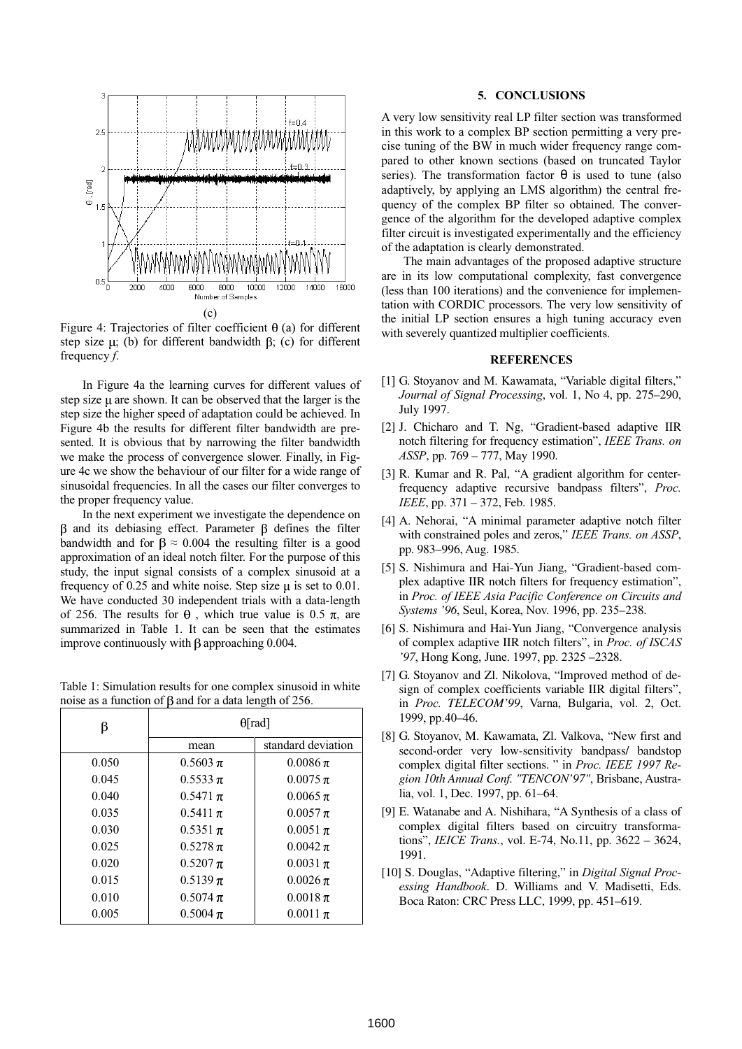3

2.5

2

1.5

1

0.5

0 2000 4000 6000 8000 10000 12000 14000 16000

Number of Samples

θ, [rad]

f=0.4

f=0.3

f=0.1

(c)

Figure 4: Trajectories of filter coefficient θ (a) for different step size μ; (b) for different bandwidth β; (c) for different frequency *f*.

In Figure 4a the learning curves for different values of step size μ are shown. It can be observed that the larger is the step size the higher speed of adaptation could be achieved. In Figure 4b the results for different filter bandwidth are presented. It is obvious that by narrowing the filter bandwidth we make the process of convergence slower. Finally, in Figure 4c we show the behaviour of our filter for a wide range of sinusoidal frequencies. In all the cases our filter converges to the proper frequency value.

In the next experiment we investigate the dependence on β and its debiasing effect. Parameter β defines the filter bandwidth and for $\beta \approx 0.004$ the resulting filter is a good approximation of an ideal notch filter. For the purpose of this study, the input signal consists of a complex sinusoid at a frequency of 0.25 and white noise. Step size μ is set to 0.01. We have conducted 30 independent trials with a data-length of 256. The results for θ , which true value is $0.5\pi$, are summarized in Table 1. It can be seen that the estimates improve continuously with β approaching 0.004.

Table 1: Simulation results for one complex sinusoid in white noise as a function of β and for a data length of 256.

| β | θ[rad] | |
|---|---|---|
| | mean | standard deviation |
| 0.050 | $0.5603\pi$ | $0.0086\pi$ |
| 0.045 | $0.5533\pi$ | $0.0075\pi$ |
| 0.040 | $0.5471\pi$ | $0.0065\pi$ |
| 0.035 | $0.5411\pi$ | $0.0057\pi$ |
| 0.030 | $0.5351\pi$ | $0.0051\pi$ |
| 0.025 | $0.5278\pi$ | $0.0042\pi$ |
| 0.020 | $0.5207\pi$ | $0.0031\pi$ |
| 0.015 | $0.5139\pi$ | $0.0026\pi$ |
| 0.010 | $0.5074\pi$ | $0.0018\pi$ |
| 0.005 | $0.5004\pi$ | $0.0011\pi$ |

## 5. CONCLUSIONS

A very low sensitivity real LP filter section was transformed in this work to a complex BP section permitting a very precise tuning of the BW in much wider frequency range compared to other known sections (based on truncated Taylor series). The transformation factor θ is used to tune (also adaptively, by applying an LMS algorithm) the central frequency of the complex BP filter so obtained. The convergence of the algorithm for the developed adaptive complex filter circuit is investigated experimentally and the efficiency of the adaptation is clearly demonstrated.

The main advantages of the proposed adaptive structure are in its low computational complexity, fast convergence (less than 100 iterations) and the convenience for implementation with CORDIC processors. The very low sensitivity of the initial LP section ensures a high tuning accuracy even with severely quantized multiplier coefficients.

## REFERENCES

[1] G. Stoyanov and M. Kawamata, "Variable digital filters," *Journal of Signal Processing*, vol. 1, No 4, pp. 275–290, July 1997.

[2] J. Chicharo and T. Ng, "Gradient-based adaptive IIR notch filtering for frequency estimation", *IEEE Trans. on ASSP*, pp. 769 – 777, May 1990.

[3] R. Kumar and R. Pal, "A gradient algorithm for center-frequency adaptive recursive bandpass filters", *Proc. IEEE*, pp. 371 – 372, Feb. 1985.

[4] A. Nehorai, "A minimal parameter adaptive notch filter with constrained poles and zeros," *IEEE Trans. on ASSP*, pp. 983–996, Aug. 1985.

[5] S. Nishimura and Hai-Yun Jiang, "Gradient-based complex adaptive IIR notch filters for frequency estimation", in *Proc. of IEEE Asia Pacific Conference on Circuits and Systems '96*, Seul, Korea, Nov. 1996, pp. 235–238.

[6] S. Nishimura and Hai-Yun Jiang, "Convergence analysis of complex adaptive IIR notch filters", in *Proc. of ISCAS '97*, Hong Kong, June. 1997, pp. 2325 –2328.

[7] G. Stoyanov and Zl. Nikolova, "Improved method of design of complex coefficients variable IIR digital filters", in *Proc. TELECOM'99*, Varna, Bulgaria, vol. 2, Oct. 1999, pp.40–46.

[8] G. Stoyanov, M. Kawamata, Zl. Valkova, "New first and second-order very low-sensitivity bandpass/ bandstop complex digital filter sections. " in *Proc. IEEE 1997 Region 10th Annual Conf. "TENCON'97"*, Brisbane, Australia, vol. 1, Dec. 1997, pp. 61–64.

[9] E. Watanabe and A. Nishihara, "A Synthesis of a class of complex digital filters based on circuitry transformations", *IEICE Trans.*, vol. E-74, No.11, pp. 3622 – 3624, 1991.

[10] S. Douglas, "Adaptive filtering," in *Digital Signal Processing Handbook*. D. Williams and V. Madisetti, Eds. Boca Raton: CRC Press LLC, 1999, pp. 451–619.